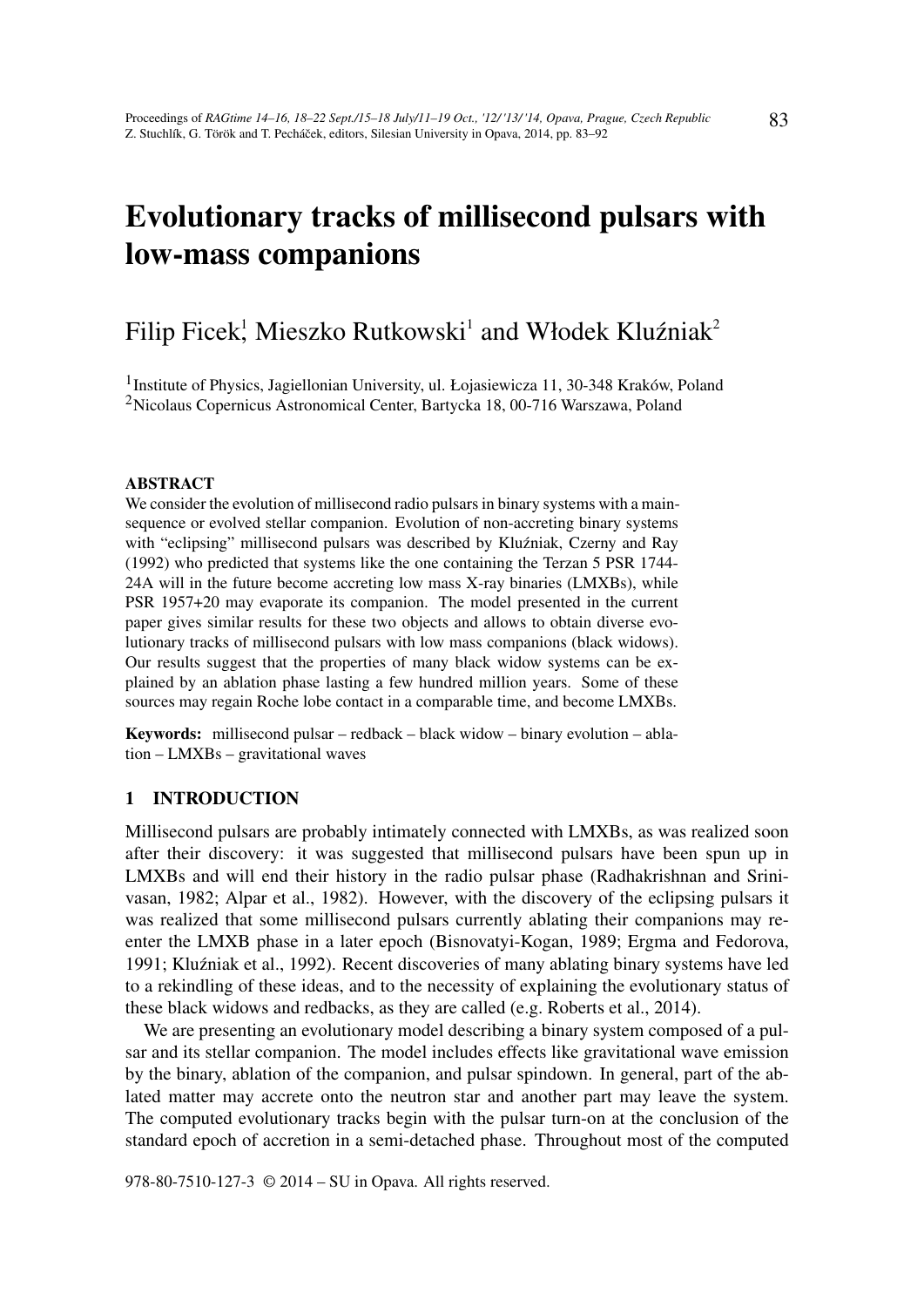# Evolutionary tracks of millisecond pulsars with low-mass companions

Filip Ficek[1], Mieszko Rutkowski[1] and Włodek Kluźniak[2]

[1]Institute of Physics, Jagiellonian University, ul. Łojasiewicza 11, 30-348 Kraków, Poland
[2]Nicolaus Copernicus Astronomical Center, Bartycka 18, 00-716 Warszawa, Poland

#### ABSTRACT

We consider the evolution of millisecond radio pulsars in binary systems with a main-sequence or evolved stellar companion. Evolution of non-accreting binary systems with "eclipsing" millisecond pulsars was described by Kluźniak, Czerny and Ray (1992) who predicted that systems like the one containing the Terzan 5 PSR 1744-24A will in the future become accreting low mass X-ray binaries (LMXBs), while PSR 1957+20 may evaporate its companion. The model presented in the current paper gives similar results for these two objects and allows to obtain diverse evolutionary tracks of millisecond pulsars with low mass companions (black widows). Our results suggest that the properties of many black widow systems can be explained by an ablation phase lasting a few hundred million years. Some of these sources may regain Roche lobe contact in a comparable time, and become LMXBs.

**Keywords:** millisecond pulsar – redback – black widow – binary evolution – ablation – LMXBs – gravitational waves

## 1 INTRODUCTION

Millisecond pulsars are probably intimately connected with LMXBs, as was realized soon after their discovery: it was suggested that millisecond pulsars have been spun up in LMXBs and will end their history in the radio pulsar phase (Radhakrishnan and Srinivasan, 1982; Alpar et al., 1982). However, with the discovery of the eclipsing pulsars it was realized that some millisecond pulsars currently ablating their companions may re-enter the LMXB phase in a later epoch (Bisnovatyi-Kogan, 1989; Ergma and Fedorova, 1991; Kluźniak et al., 1992). Recent discoveries of many ablating binary systems have led to a rekindling of these ideas, and to the necessity of explaining the evolutionary status of these black widows and redbacks, as they are called (e.g. Roberts et al., 2014).

We are presenting an evolutionary model describing a binary system composed of a pulsar and its stellar companion. The model includes effects like gravitational wave emission by the binary, ablation of the companion, and pulsar spindown. In general, part of the ablated matter may accrete onto the neutron star and another part may leave the system. The computed evolutionary tracks begin with the pulsar turn-on at the conclusion of the standard epoch of accretion in a semi-detached phase. Throughout most of the computed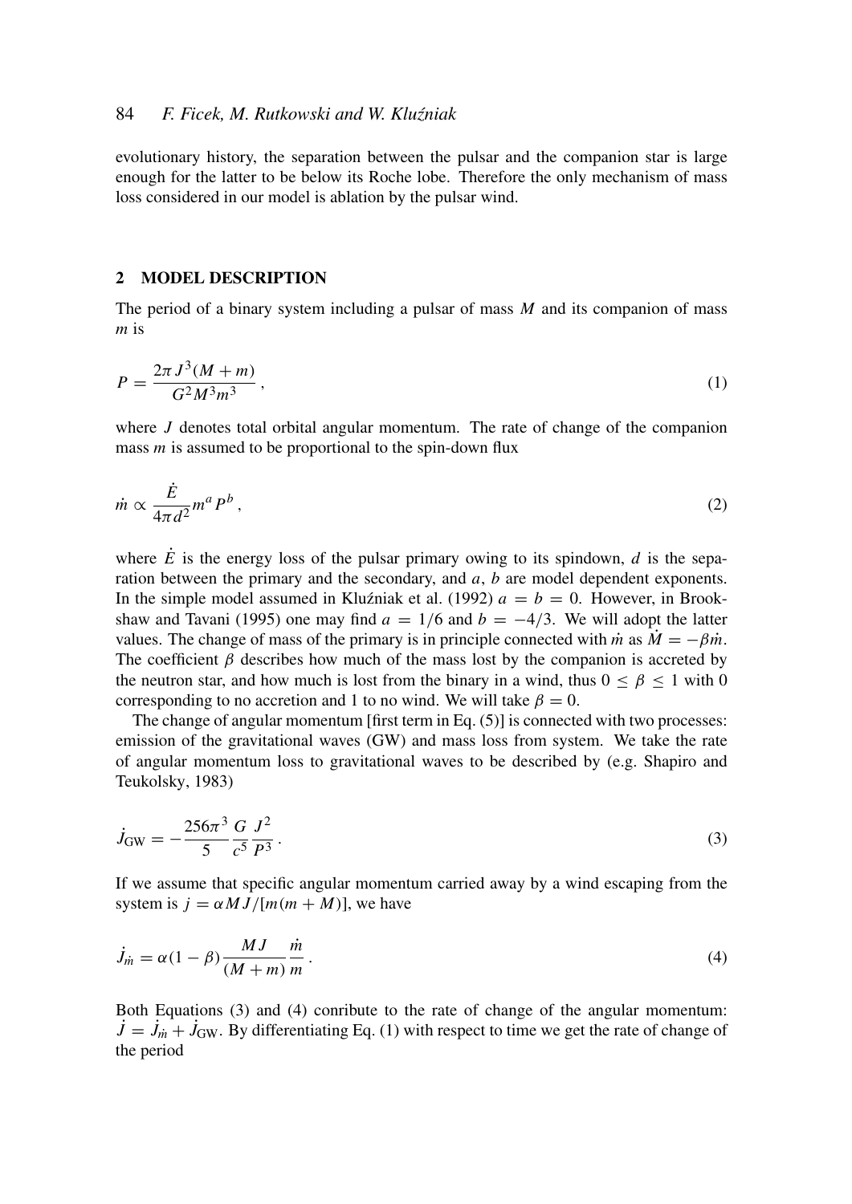evolutionary history, the separation between the pulsar and the companion star is large enough for the latter to be below its Roche lobe. Therefore the only mechanism of mass loss considered in our model is ablation by the pulsar wind.

## 2 MODEL DESCRIPTION

The period of a binary system including a pulsar of mass $M$ and its companion of mass $m$ is

$$P = \frac{2\pi J^3 (M+m)}{G^2 M^3 m^3}\,, \tag{1}$$

where $J$ denotes total orbital angular momentum. The rate of change of the companion mass $m$ is assumed to be proportional to the spin-down flux

$$\dot{m} \propto \frac{\dot{E}}{4\pi d^2} m^a P^b\,, \tag{2}$$

where $\dot{E}$ is the energy loss of the pulsar primary owing to its spindown, $d$ is the separation between the primary and the secondary, and $a$, $b$ are model dependent exponents. In the simple model assumed in Kluźniak et al. (1992) $a = b = 0$. However, in Brookshaw and Tavani (1995) one may find $a = 1/6$ and $b = -4/3$. We will adopt the latter values. The change of mass of the primary is in principle connected with $\dot{m}$ as $\dot{M} = -\beta\dot{m}$. The coefficient $\beta$ describes how much of the mass lost by the companion is accreted by the neutron star, and how much is lost from the binary in a wind, thus $0 \le \beta \le 1$ with 0 corresponding to no accretion and 1 to no wind. We will take $\beta = 0$.

The change of angular momentum [first term in Eq. (5)] is connected with two processes: emission of the gravitational waves (GW) and mass loss from system. We take the rate of angular momentum loss to gravitational waves to be described by (e.g. Shapiro and Teukolsky, 1983)

$$\dot{J}_{\rm GW} = -\frac{256\pi^3}{5}\frac{G}{c^5}\frac{J^2}{P^3}\,. \tag{3}$$

If we assume that specific angular momentum carried away by a wind escaping from the system is $j = \alpha M J/[m(m+M)]$, we have

$$\dot{J}_{\dot{m}} = \alpha(1-\beta)\frac{MJ}{(M+m)}\frac{\dot{m}}{m}\,. \tag{4}$$

Both Equations (3) and (4) conribute to the rate of change of the angular momentum: $\dot{J} = \dot{J}_{\dot{m}} + \dot{J}_{\rm GW}$. By differentiating Eq. (1) with respect to time we get the rate of change of the period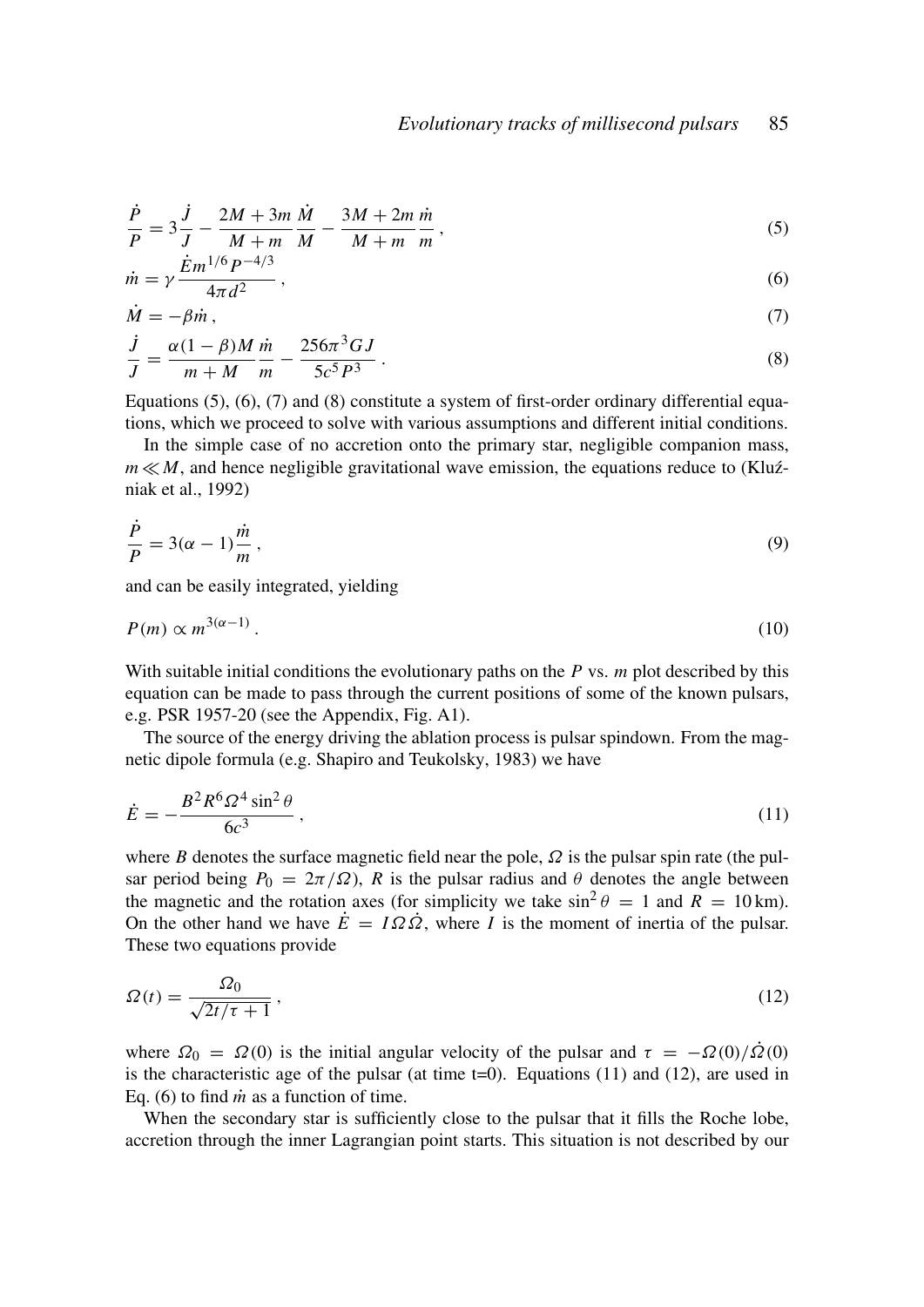$$\frac{\dot{P}}{P} = 3\frac{\dot{J}}{J} - \frac{2M + 3m}{M + m}\frac{\dot{M}}{M} - \frac{3M + 2m}{M + m}\frac{\dot{m}}{m}, \tag{5}$$

$$\dot{m} = \gamma \frac{\dot{E} m^{1/6} P^{-4/3}}{4\pi d^2}, \tag{6}$$

$$\dot{M} = -\beta \dot{m}, \tag{7}$$

$$\frac{\dot{J}}{J} = \frac{\alpha(1-\beta)M}{m + M}\frac{\dot{m}}{m} - \frac{256\pi^3 G J}{5c^5 P^3}. \tag{8}$$

Equations (5), (6), (7) and (8) constitute a system of first-order ordinary differential equations, which we proceed to solve with various assumptions and different initial conditions.

In the simple case of no accretion onto the primary star, negligible companion mass, $m \ll M$, and hence negligible gravitational wave emission, the equations reduce to (Kluźniak et al., 1992)

$$\frac{\dot{P}}{P} = 3(\alpha - 1)\frac{\dot{m}}{m}, \tag{9}$$

and can be easily integrated, yielding

$$P(m) \propto m^{3(\alpha-1)}. \tag{10}$$

With suitable initial conditions the evolutionary paths on the $P$ vs. $m$ plot described by this equation can be made to pass through the current positions of some of the known pulsars, e.g. PSR 1957-20 (see the Appendix, Fig. A1).

The source of the energy driving the ablation process is pulsar spindown. From the magnetic dipole formula (e.g. Shapiro and Teukolsky, 1983) we have

$$\dot{E} = -\frac{B^2 R^6 \Omega^4 \sin^2\theta}{6c^3}, \tag{11}$$

where $B$ denotes the surface magnetic field near the pole, $\Omega$ is the pulsar spin rate (the pulsar period being $P_0 = 2\pi/\Omega$), $R$ is the pulsar radius and $\theta$ denotes the angle between the magnetic and the rotation axes (for simplicity we take $\sin^2\theta = 1$ and $R = 10\,\mathrm{km}$). On the other hand we have $\dot{E} = I\Omega\dot{\Omega}$, where $I$ is the moment of inertia of the pulsar. These two equations provide

$$\Omega(t) = \frac{\Omega_0}{\sqrt{2t/\tau + 1}}, \tag{12}$$

where $\Omega_0 = \Omega(0)$ is the initial angular velocity of the pulsar and $\tau = -\Omega(0)/\dot{\Omega}(0)$ is the characteristic age of the pulsar (at time t=0). Equations (11) and (12), are used in Eq. (6) to find $\dot{m}$ as a function of time.

When the secondary star is sufficiently close to the pulsar that it fills the Roche lobe, accretion through the inner Lagrangian point starts. This situation is not described by our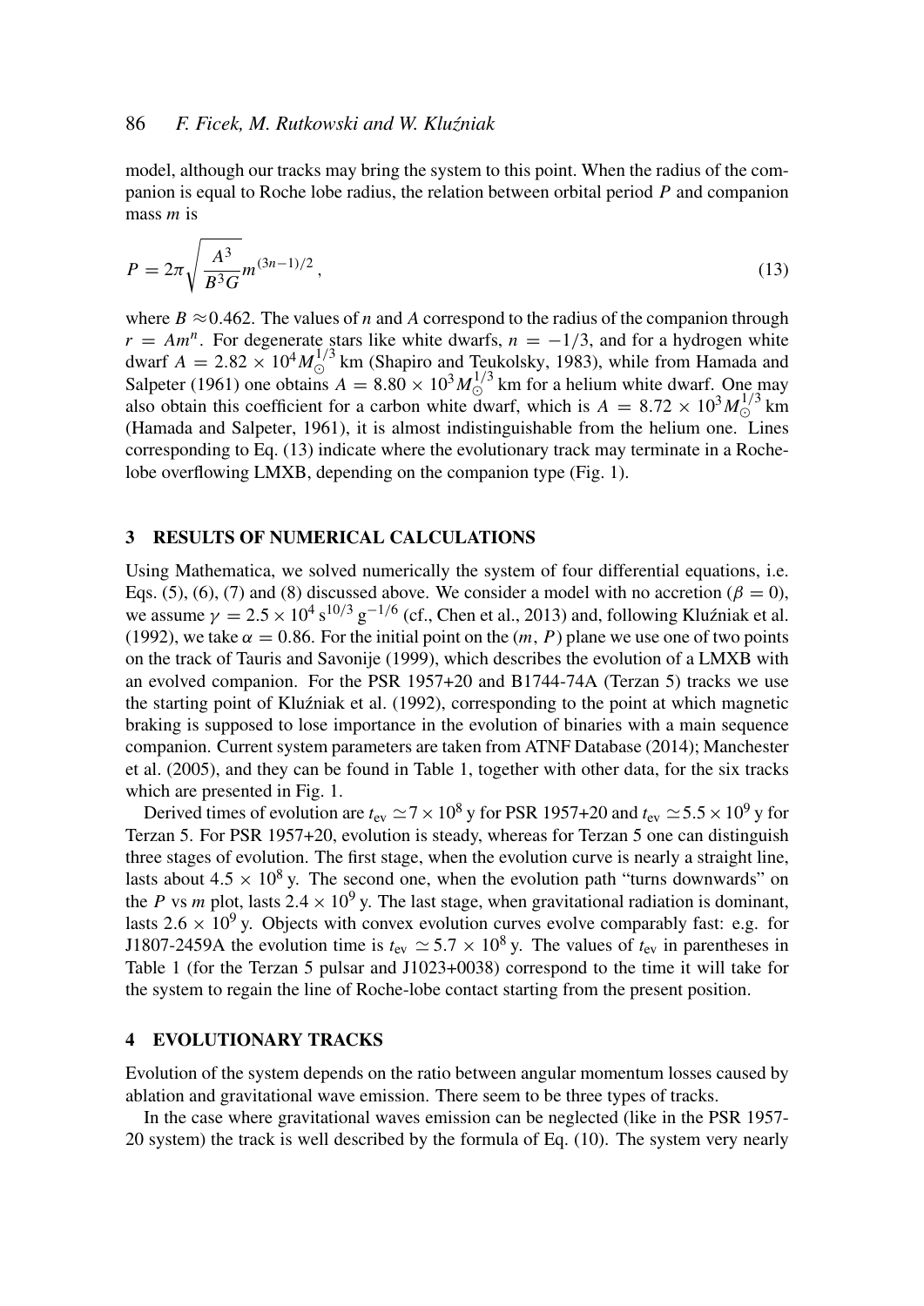model, although our tracks may bring the system to this point. When the radius of the companion is equal to Roche lobe radius, the relation between orbital period $P$ and companion mass $m$ is

$$P = 2\pi\sqrt{\frac{A^3}{B^3 G}}m^{(3n-1)/2}\,, \tag{13}$$

where $B \approx 0.462$. The values of $n$ and $A$ correspond to the radius of the companion through $r = Am^n$. For degenerate stars like white dwarfs, $n = -1/3$, and for a hydrogen white dwarf $A = 2.82 \times 10^4 M_\odot^{1/3}$ km (Shapiro and Teukolsky, 1983), while from Hamada and Salpeter (1961) one obtains $A = 8.80 \times 10^3 M_\odot^{1/3}$ km for a helium white dwarf. One may also obtain this coefficient for a carbon white dwarf, which is $A = 8.72 \times 10^3 M_\odot^{1/3}$ km (Hamada and Salpeter, 1961), it is almost indistinguishable from the helium one. Lines corresponding to Eq. (13) indicate where the evolutionary track may terminate in a Roche-lobe overflowing LMXB, depending on the companion type (Fig. 1).

## 3 RESULTS OF NUMERICAL CALCULATIONS

Using Mathematica, we solved numerically the system of four differential equations, i.e. Eqs. (5), (6), (7) and (8) discussed above. We consider a model with no accretion ($\beta = 0$), we assume $\gamma = 2.5 \times 10^4\,\mathrm{s}^{10/3}\,\mathrm{g}^{-1/6}$ (cf., Chen et al., 2013) and, following Kluźniak et al. (1992), we take $\alpha = 0.86$. For the initial point on the $(m, P)$ plane we use one of two points on the track of Tauris and Savonije (1999), which describes the evolution of a LMXB with an evolved companion. For the PSR 1957+20 and B1744-74A (Terzan 5) tracks we use the starting point of Kluźniak et al. (1992), corresponding to the point at which magnetic braking is supposed to lose importance in the evolution of binaries with a main sequence companion. Current system parameters are taken from ATNF Database (2014); Manchester et al. (2005), and they can be found in Table 1, together with other data, for the six tracks which are presented in Fig. 1.

Derived times of evolution are $t_{\mathrm{ev}} \simeq 7 \times 10^8$ y for PSR 1957+20 and $t_{\mathrm{ev}} \simeq 5.5 \times 10^9$ y for Terzan 5. For PSR 1957+20, evolution is steady, whereas for Terzan 5 one can distinguish three stages of evolution. The first stage, when the evolution curve is nearly a straight line, lasts about $4.5 \times 10^8$ y. The second one, when the evolution path "turns downwards" on the $P$ vs $m$ plot, lasts $2.4 \times 10^9$ y. The last stage, when gravitational radiation is dominant, lasts $2.6 \times 10^9$ y. Objects with convex evolution curves evolve comparably fast: e.g. for J1807-2459A the evolution time is $t_{\mathrm{ev}} \simeq 5.7 \times 10^8$ y. The values of $t_{\mathrm{ev}}$ in parentheses in Table 1 (for the Terzan 5 pulsar and J1023+0038) correspond to the time it will take for the system to regain the line of Roche-lobe contact starting from the present position.

## 4 EVOLUTIONARY TRACKS

Evolution of the system depends on the ratio between angular momentum losses caused by ablation and gravitational wave emission. There seem to be three types of tracks.

In the case where gravitational waves emission can be neglected (like in the PSR 1957-20 system) the track is well described by the formula of Eq. (10). The system very nearly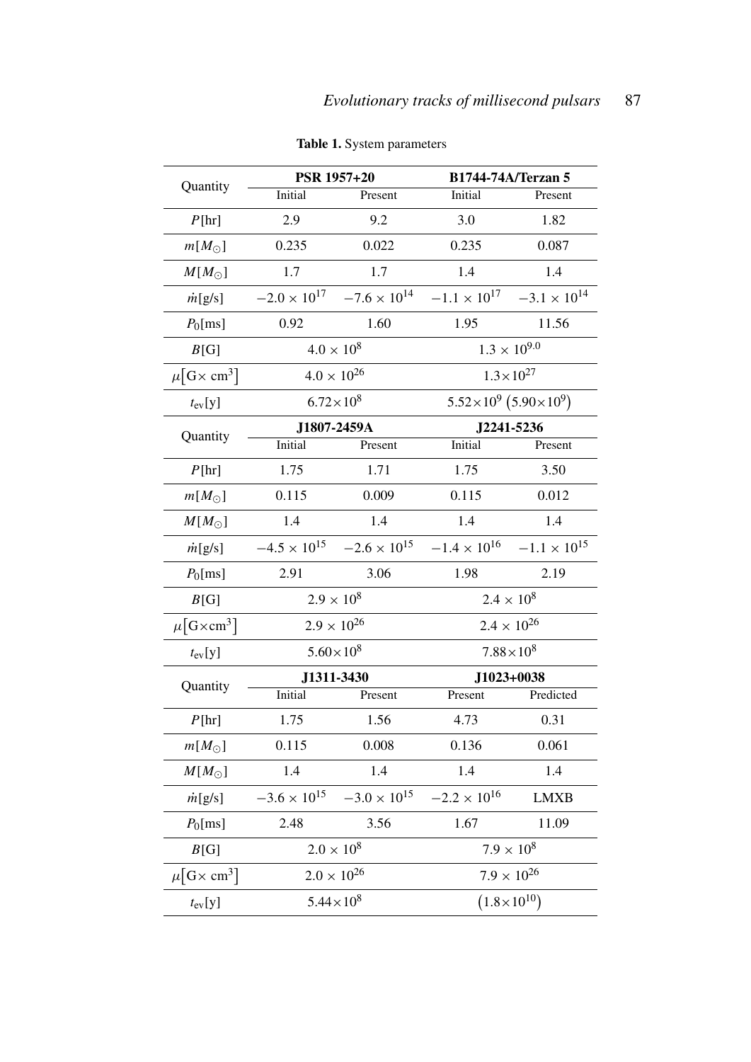**Table 1.** System parameters

| Quantity | PSR 1957+20 | | B1744-74A/Terzan 5 | |
|---|---|---|---|---|
| | Initial | Present | Initial | Present |
| $P$[hr] | 2.9 | 9.2 | 3.0 | 1.82 |
| $m[M_{\odot}]$ | 0.235 | 0.022 | 0.235 | 0.087 |
| $M[M_{\odot}]$ | 1.7 | 1.7 | 1.4 | 1.4 |
| $\dot{m}$[g/s] | $-2.0 \times 10^{17}$ | $-7.6 \times 10^{14}$ | $-1.1 \times 10^{17}$ | $-3.1 \times 10^{14}$ |
| $P_0$[ms] | 0.92 | 1.60 | 1.95 | 11.56 |
| $B$[G] | $4.0 \times 10^{8}$ | | $1.3 \times 10^{9.0}$ | |
| $\mu\left[\mathrm{G}\times \mathrm{cm}^3\right]$ | $4.0 \times 10^{26}$ | | $1.3\times10^{27}$ | |
| $t_{\mathrm{ev}}$[y] | $6.72\times10^{8}$ | | $5.52\times10^{9}\ \left(5.90\times10^{9}\right)$ | |
| **Quantity** | **J1807-2459A** | | **J2241-5236** | |
| | Initial | Present | Initial | Present |
| $P$[hr] | 1.75 | 1.71 | 1.75 | 3.50 |
| $m[M_{\odot}]$ | 0.115 | 0.009 | 0.115 | 0.012 |
| $M[M_{\odot}]$ | 1.4 | 1.4 | 1.4 | 1.4 |
| $\dot{m}$[g/s] | $-4.5 \times 10^{15}$ | $-2.6 \times 10^{15}$ | $-1.4 \times 10^{16}$ | $-1.1 \times 10^{15}$ |
| $P_0$[ms] | 2.91 | 3.06 | 1.98 | 2.19 |
| $B$[G] | $2.9 \times 10^{8}$ | | $2.4 \times 10^{8}$ | |
| $\mu\left[\mathrm{G}\times\mathrm{cm}^3\right]$ | $2.9 \times 10^{26}$ | | $2.4 \times 10^{26}$ | |
| $t_{\mathrm{ev}}$[y] | $5.60\times10^{8}$ | | $7.88\times10^{8}$ | |
| **Quantity** | **J1311-3430** | | **J1023+0038** | |
| | Initial | Present | Present | Predicted |
| $P$[hr] | 1.75 | 1.56 | 4.73 | 0.31 |
| $m[M_{\odot}]$ | 0.115 | 0.008 | 0.136 | 0.061 |
| $M[M_{\odot}]$ | 1.4 | 1.4 | 1.4 | 1.4 |
| $\dot{m}$[g/s] | $-3.6 \times 10^{15}$ | $-3.0 \times 10^{15}$ | $-2.2 \times 10^{16}$ | LMXB |
| $P_0$[ms] | 2.48 | 3.56 | 1.67 | 11.09 |
| $B$[G] | $2.0 \times 10^{8}$ | | $7.9 \times 10^{8}$ | |
| $\mu\left[\mathrm{G}\times \mathrm{cm}^3\right]$ | $2.0 \times 10^{26}$ | | $7.9 \times 10^{26}$ | |
| $t_{\mathrm{ev}}$[y] | $5.44\times10^{8}$ | | $\left(1.8\times10^{10}\right)$ | |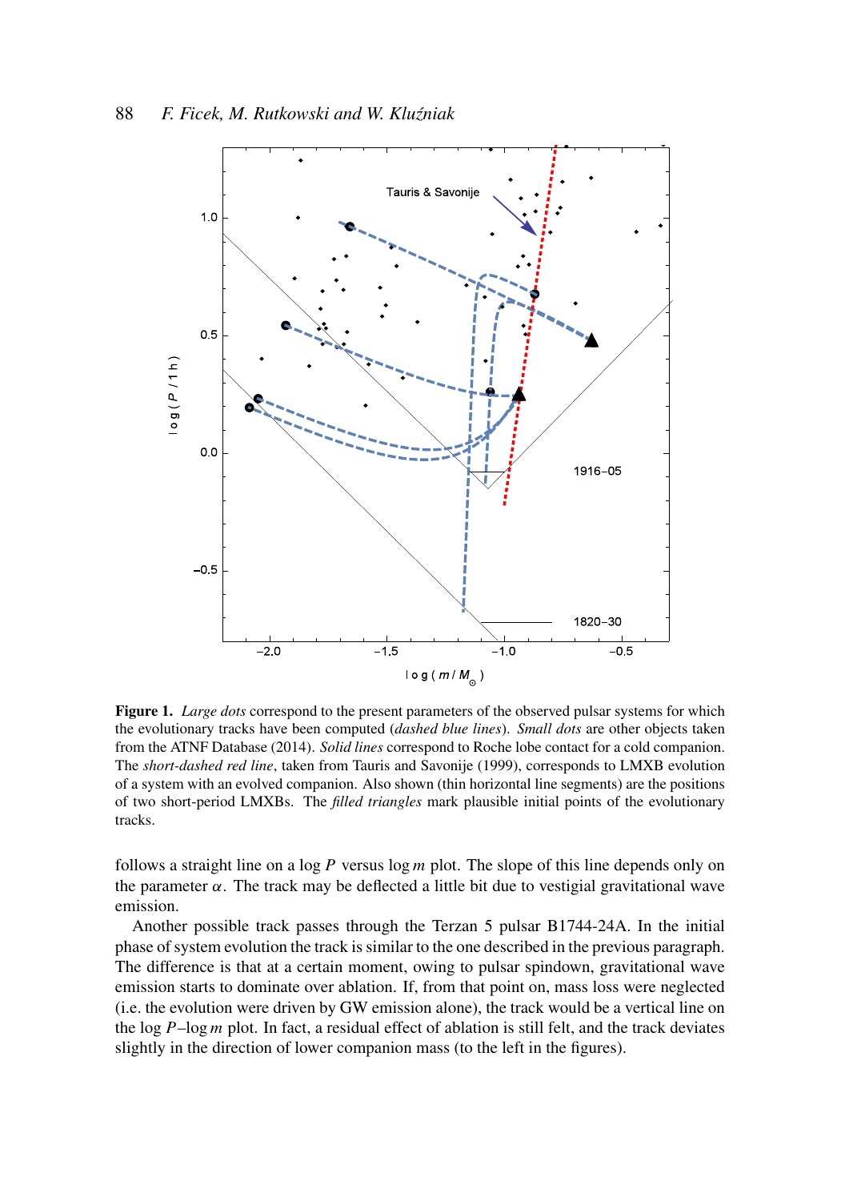**Figure 1.** *Large dots* correspond to the present parameters of the observed pulsar systems for which the evolutionary tracks have been computed (*dashed blue lines*). *Small dots* are other objects taken from the ATNF Database (2014). *Solid lines* correspond to Roche lobe contact for a cold companion. The *short-dashed red line*, taken from Tauris and Savonije (1999), corresponds to LMXB evolution of a system with an evolved companion. Also shown (thin horizontal line segments) are the positions of two short-period LMXBs. The *filled triangles* mark plausible initial points of the evolutionary tracks.

follows a straight line on a $\log P$ versus $\log m$ plot. The slope of this line depends only on the parameter $\alpha$. The track may be deflected a little bit due to vestigial gravitational wave emission.

Another possible track passes through the Terzan 5 pulsar B1744-24A. In the initial phase of system evolution the track is similar to the one described in the previous paragraph. The difference is that at a certain moment, owing to pulsar spindown, gravitational wave emission starts to dominate over ablation. If, from that point on, mass loss were neglected (i.e. the evolution were driven by GW emission alone), the track would be a vertical line on the $\log P$–$\log m$ plot. In fact, a residual effect of ablation is still felt, and the track deviates slightly in the direction of lower companion mass (to the left in the figures).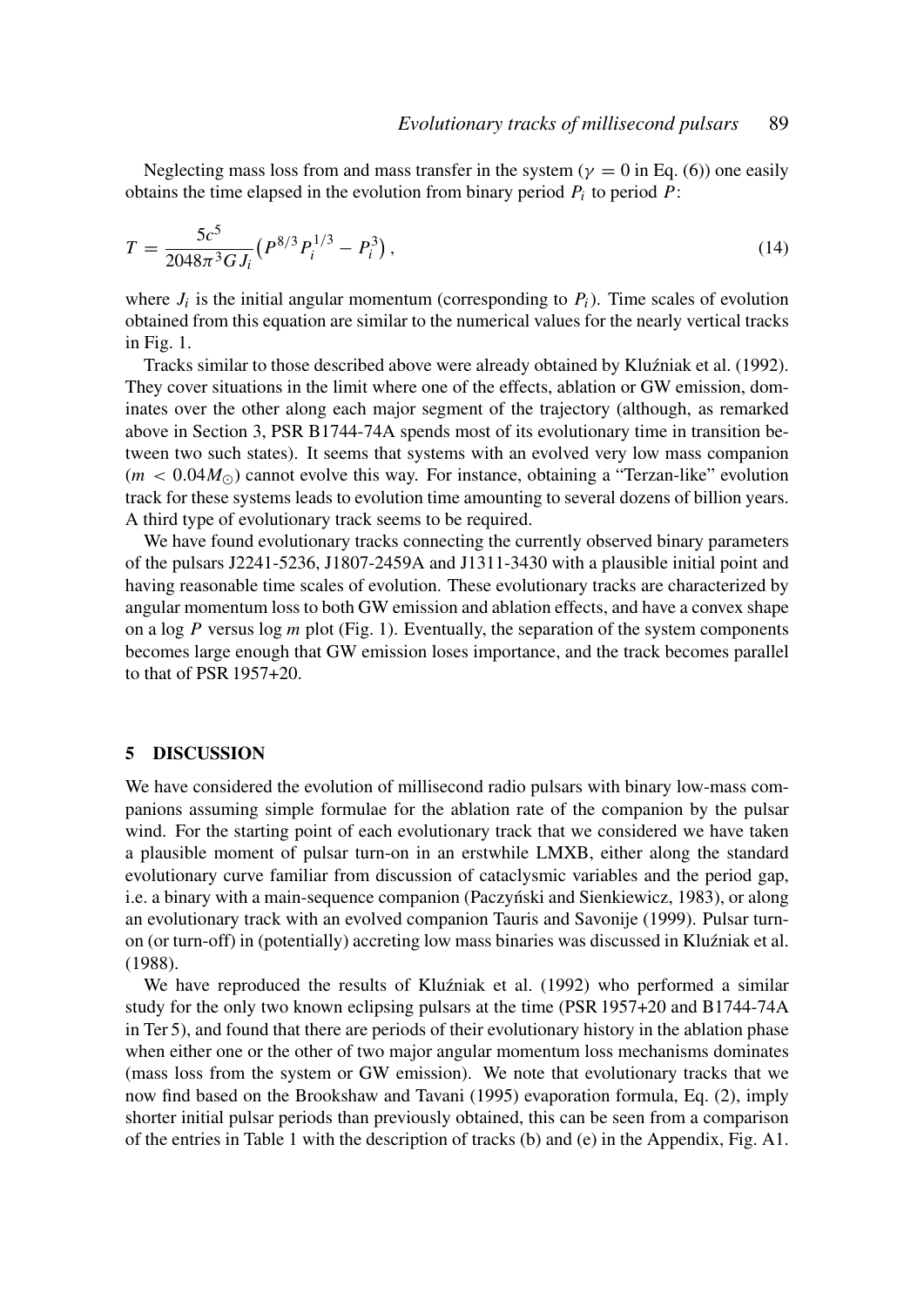Neglecting mass loss from and mass transfer in the system ($\gamma = 0$ in Eq. (6)) one easily obtains the time elapsed in the evolution from binary period $P_i$ to period $P$:

$$T = \frac{5c^5}{2048\pi^3 G J_i}\left(P^{8/3}P_i^{1/3} - P_i^3\right), \tag{14}$$

where $J_i$ is the initial angular momentum (corresponding to $P_i$). Time scales of evolution obtained from this equation are similar to the numerical values for the nearly vertical tracks in Fig. 1.

Tracks similar to those described above were already obtained by Kluźniak et al. (1992). They cover situations in the limit where one of the effects, ablation or GW emission, dominates over the other along each major segment of the trajectory (although, as remarked above in Section 3, PSR B1744-74A spends most of its evolutionary time in transition between two such states). It seems that systems with an evolved very low mass companion ($m < 0.04 M_\odot$) cannot evolve this way. For instance, obtaining a "Terzan-like" evolution track for these systems leads to evolution time amounting to several dozens of billion years. A third type of evolutionary track seems to be required.

We have found evolutionary tracks connecting the currently observed binary parameters of the pulsars J2241-5236, J1807-2459A and J1311-3430 with a plausible initial point and having reasonable time scales of evolution. These evolutionary tracks are characterized by angular momentum loss to both GW emission and ablation effects, and have a convex shape on a $\log P$ versus $\log m$ plot (Fig. 1). Eventually, the separation of the system components becomes large enough that GW emission loses importance, and the track becomes parallel to that of PSR 1957+20.

## 5 DISCUSSION

We have considered the evolution of millisecond radio pulsars with binary low-mass companions assuming simple formulae for the ablation rate of the companion by the pulsar wind. For the starting point of each evolutionary track that we considered we have taken a plausible moment of pulsar turn-on in an erstwhile LMXB, either along the standard evolutionary curve familiar from discussion of cataclysmic variables and the period gap, i.e. a binary with a main-sequence companion (Paczyński and Sienkiewicz, 1983), or along an evolutionary track with an evolved companion Tauris and Savonije (1999). Pulsar turn-on (or turn-off) in (potentially) accreting low mass binaries was discussed in Kluźniak et al. (1988).

We have reproduced the results of Kluźniak et al. (1992) who performed a similar study for the only two known eclipsing pulsars at the time (PSR 1957+20 and B1744-74A in Ter 5), and found that there are periods of their evolutionary history in the ablation phase when either one or the other of two major angular momentum loss mechanisms dominates (mass loss from the system or GW emission). We note that evolutionary tracks that we now find based on the Brookshaw and Tavani (1995) evaporation formula, Eq. (2), imply shorter initial pulsar periods than previously obtained, this can be seen from a comparison of the entries in Table 1 with the description of tracks (b) and (e) in the Appendix, Fig. A1.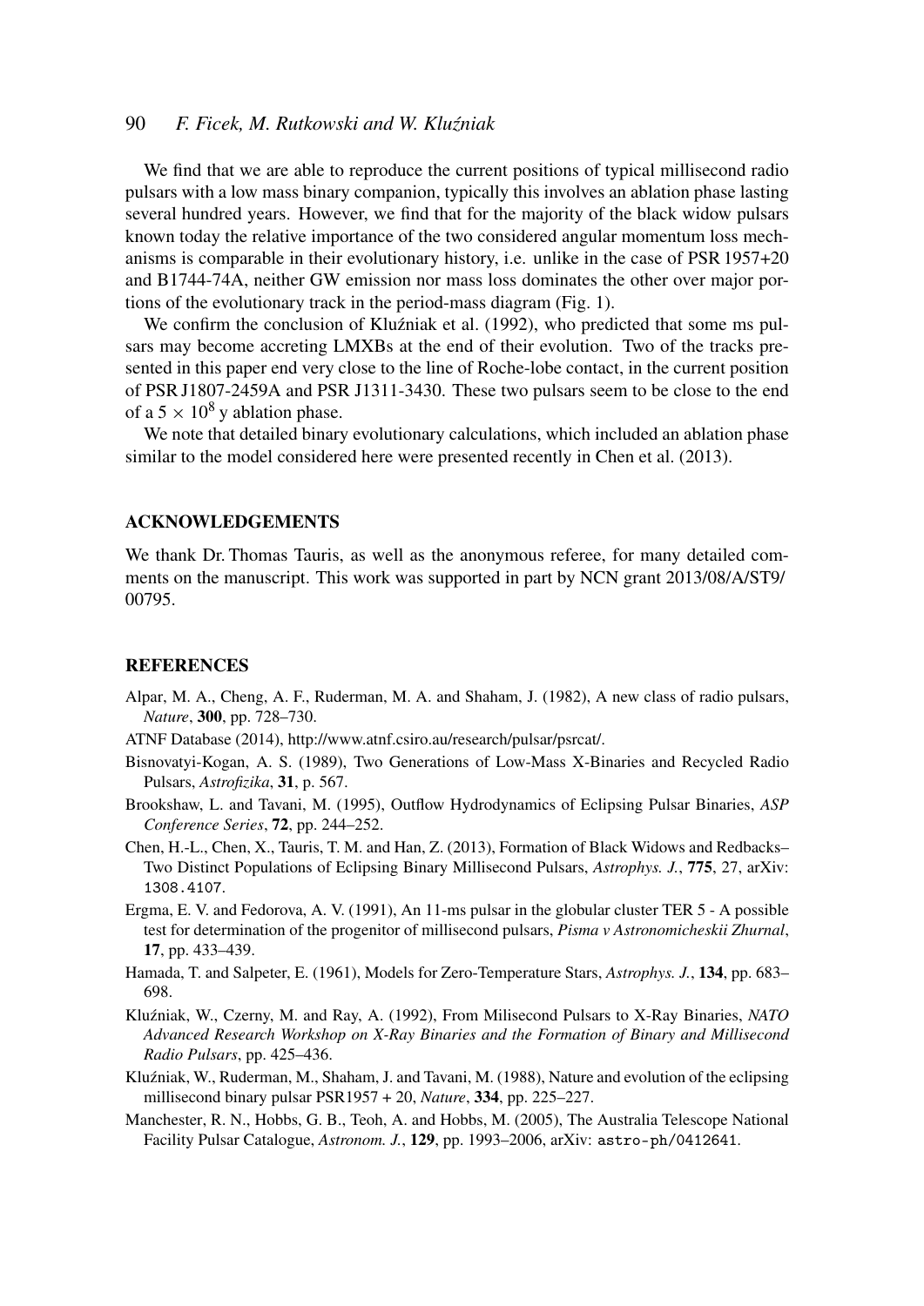We find that we are able to reproduce the current positions of typical millisecond radio pulsars with a low mass binary companion, typically this involves an ablation phase lasting several hundred years. However, we find that for the majority of the black widow pulsars known today the relative importance of the two considered angular momentum loss mechanisms is comparable in their evolutionary history, i.e. unlike in the case of PSR 1957+20 and B1744-74A, neither GW emission nor mass loss dominates the other over major portions of the evolutionary track in the period-mass diagram (Fig. 1).

We confirm the conclusion of Kluźniak et al. (1992), who predicted that some ms pulsars may become accreting LMXBs at the end of their evolution. Two of the tracks presented in this paper end very close to the line of Roche-lobe contact, in the current position of PSR J1807-2459A and PSR J1311-3430. These two pulsars seem to be close to the end of a $5 \times 10^8$ y ablation phase.

We note that detailed binary evolutionary calculations, which included an ablation phase similar to the model considered here were presented recently in Chen et al. (2013).

## ACKNOWLEDGEMENTS

We thank Dr. Thomas Tauris, as well as the anonymous referee, for many detailed comments on the manuscript. This work was supported in part by NCN grant 2013/08/A/ST9/00795.

## REFERENCES

Alpar, M. A., Cheng, A. F., Ruderman, M. A. and Shaham, J. (1982), A new class of radio pulsars, *Nature*, **300**, pp. 728–730.

ATNF Database (2014), http://www.atnf.csiro.au/research/pulsar/psrcat/.

Bisnovatyi-Kogan, A. S. (1989), Two Generations of Low-Mass X-Binaries and Recycled Radio Pulsars, *Astrofizika*, **31**, p. 567.

Brookshaw, L. and Tavani, M. (1995), Outflow Hydrodynamics of Eclipsing Pulsar Binaries, *ASP Conference Series*, **72**, pp. 244–252.

Chen, H.-L., Chen, X., Tauris, T. M. and Han, Z. (2013), Formation of Black Widows and Redbacks–Two Distinct Populations of Eclipsing Binary Millisecond Pulsars, *Astrophys. J.*, **775**, 27, arXiv: 1308.4107.

Ergma, E. V. and Fedorova, A. V. (1991), An 11-ms pulsar in the globular cluster TER 5 - A possible test for determination of the progenitor of millisecond pulsars, *Pisma v Astronomicheskii Zhurnal*, **17**, pp. 433–439.

Hamada, T. and Salpeter, E. (1961), Models for Zero-Temperature Stars, *Astrophys. J.*, **134**, pp. 683–698.

Kluźniak, W., Czerny, M. and Ray, A. (1992), From Milisecond Pulsars to X-Ray Binaries, *NATO Advanced Research Workshop on X-Ray Binaries and the Formation of Binary and Millisecond Radio Pulsars*, pp. 425–436.

Kluźniak, W., Ruderman, M., Shaham, J. and Tavani, M. (1988), Nature and evolution of the eclipsing millisecond binary pulsar PSR1957 + 20, *Nature*, **334**, pp. 225–227.

Manchester, R. N., Hobbs, G. B., Teoh, A. and Hobbs, M. (2005), The Australia Telescope National Facility Pulsar Catalogue, *Astronom. J.*, **129**, pp. 1993–2006, arXiv: astro-ph/0412641.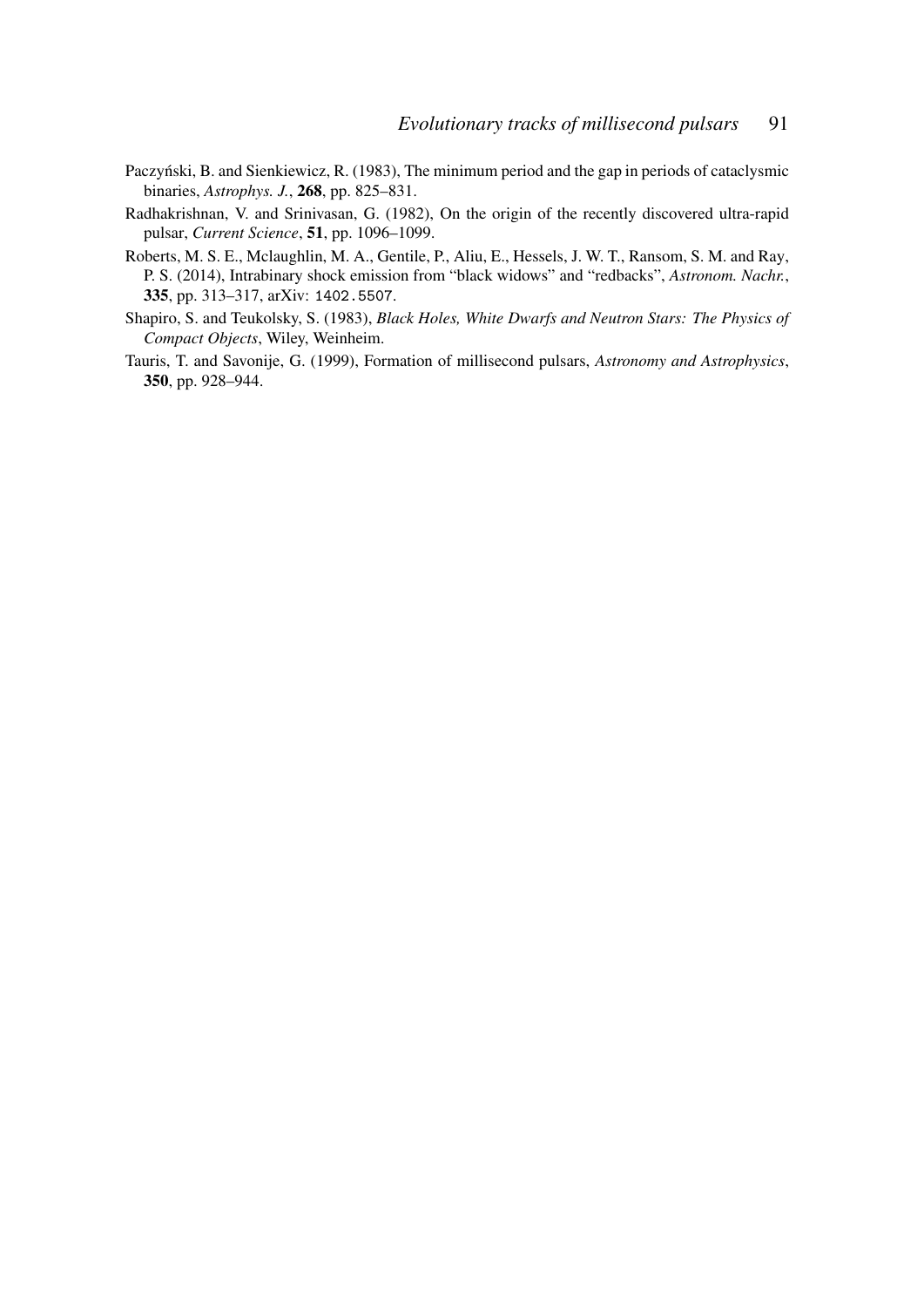Paczyński, B. and Sienkiewicz, R. (1983), The minimum period and the gap in periods of cataclysmic binaries, *Astrophys. J.*, **268**, pp. 825–831.

Radhakrishnan, V. and Srinivasan, G. (1982), On the origin of the recently discovered ultra-rapid pulsar, *Current Science*, **51**, pp. 1096–1099.

Roberts, M. S. E., Mclaughlin, M. A., Gentile, P., Aliu, E., Hessels, J. W. T., Ransom, S. M. and Ray, P. S. (2014), Intrabinary shock emission from "black widows" and "redbacks", *Astronom. Nachr.*, **335**, pp. 313–317, arXiv: 1402.5507.

Shapiro, S. and Teukolsky, S. (1983), *Black Holes, White Dwarfs and Neutron Stars: The Physics of Compact Objects*, Wiley, Weinheim.

Tauris, T. and Savonije, G. (1999), Formation of millisecond pulsars, *Astronomy and Astrophysics*, **350**, pp. 928–944.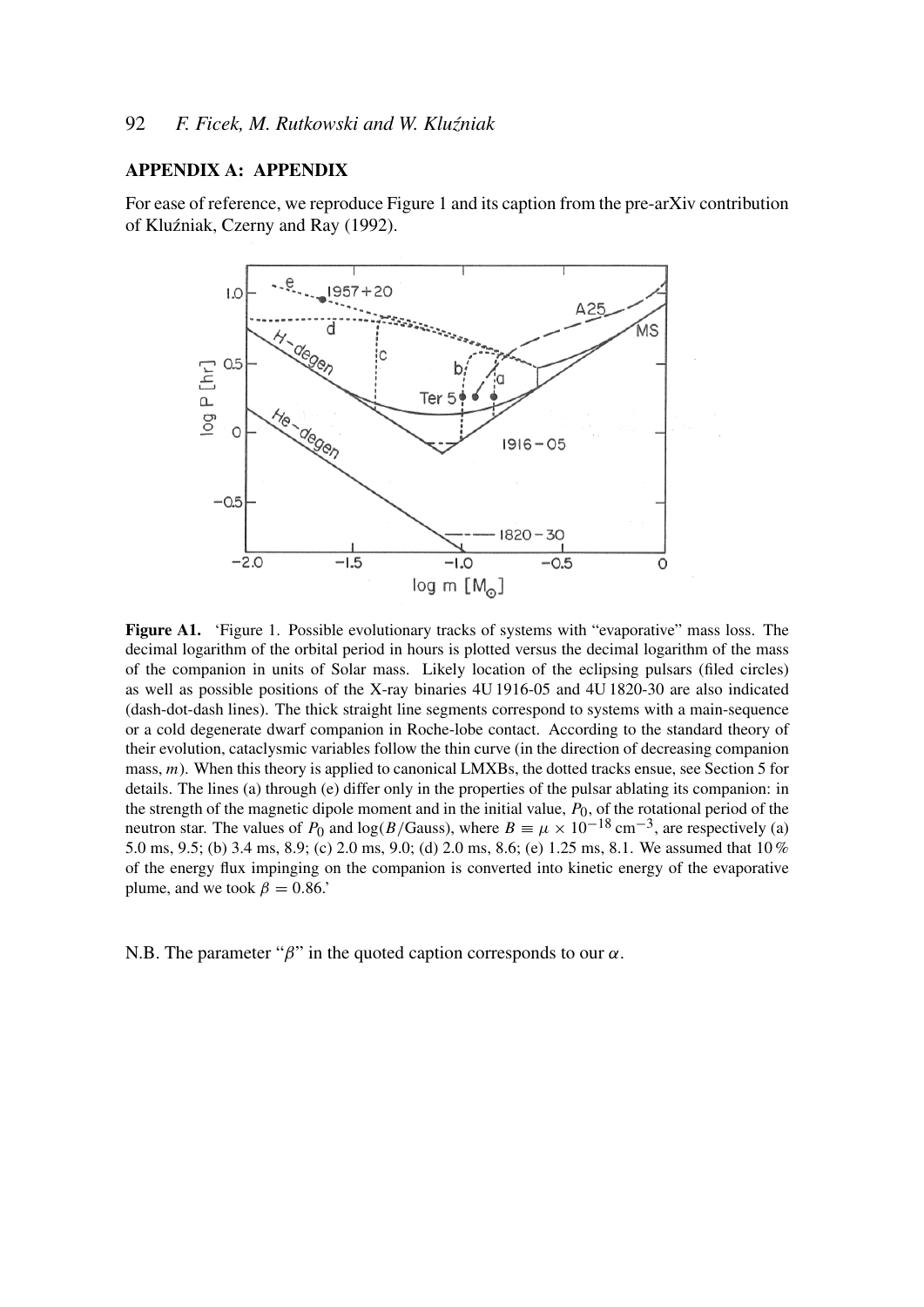## APPENDIX A: APPENDIX

For ease of reference, we reproduce Figure 1 and its caption from the pre-arXiv contribution of Kluźniak, Czerny and Ray (1992).

log P [hr]

log m [$M_\odot$]

1.0

0.5

0

−0.5

−2.0

−1.5

−1.0

−0.5

0

e

1957+20

A25

d

MS

H-degen

c

b

a

Ter 5

1916−05

He-degen

1820−30

**Figure A1.** 'Figure 1. Possible evolutionary tracks of systems with "evaporative" mass loss. The decimal logarithm of the orbital period in hours is plotted versus the decimal logarithm of the mass of the companion in units of Solar mass. Likely location of the eclipsing pulsars (filed circles) as well as possible positions of the X-ray binaries 4U 1916-05 and 4U 1820-30 are also indicated (dash-dot-dash lines). The thick straight line segments correspond to systems with a main-sequence or a cold degenerate dwarf companion in Roche-lobe contact. According to the standard theory of their evolution, cataclysmic variables follow the thin curve (in the direction of decreasing companion mass, $m$). When this theory is applied to canonical LMXBs, the dotted tracks ensue, see Section 5 for details. The lines (a) through (e) differ only in the properties of the pulsar ablating its companion: in the strength of the magnetic dipole moment and in the initial value, $P_0$, of the rotational period of the neutron star. The values of $P_0$ and $\log(B/\text{Gauss})$, where $B \equiv \mu \times 10^{-18}\,\text{cm}^{-3}$, are respectively (a) 5.0 ms, 9.5; (b) 3.4 ms, 8.9; (c) 2.0 ms, 9.0; (d) 2.0 ms, 8.6; (e) 1.25 ms, 8.1. We assumed that 10 % of the energy flux impinging on the companion is converted into kinetic energy of the evaporative plume, and we took $\beta = 0.86$.'

N.B. The parameter "$\beta$" in the quoted caption corresponds to our $\alpha$.